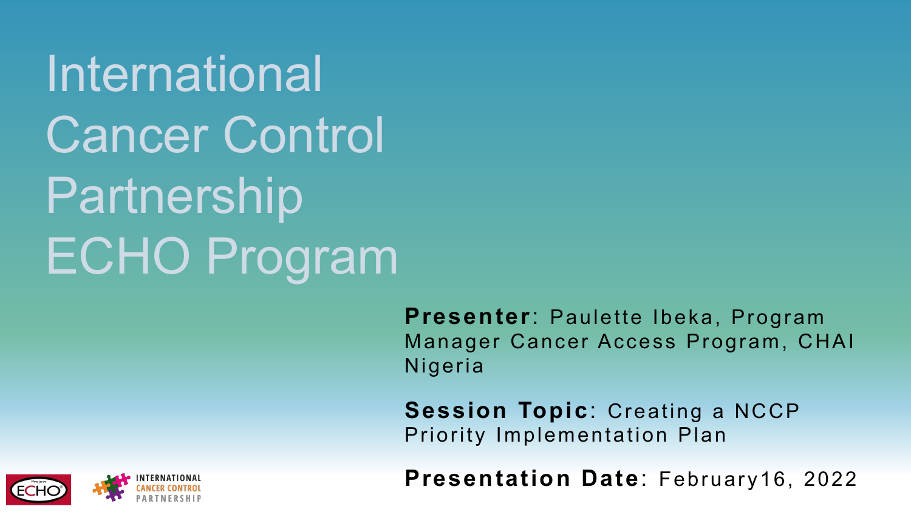# International Cancer Control Partnership ECHO Program

**Presenter**: Paulette Ibeka, Program Manager Cancer Access Program, CHAI Nigeria

**Session Topic**: Creating a NCCP Priority Implementation Plan

**Presentation Date**: February16, 2022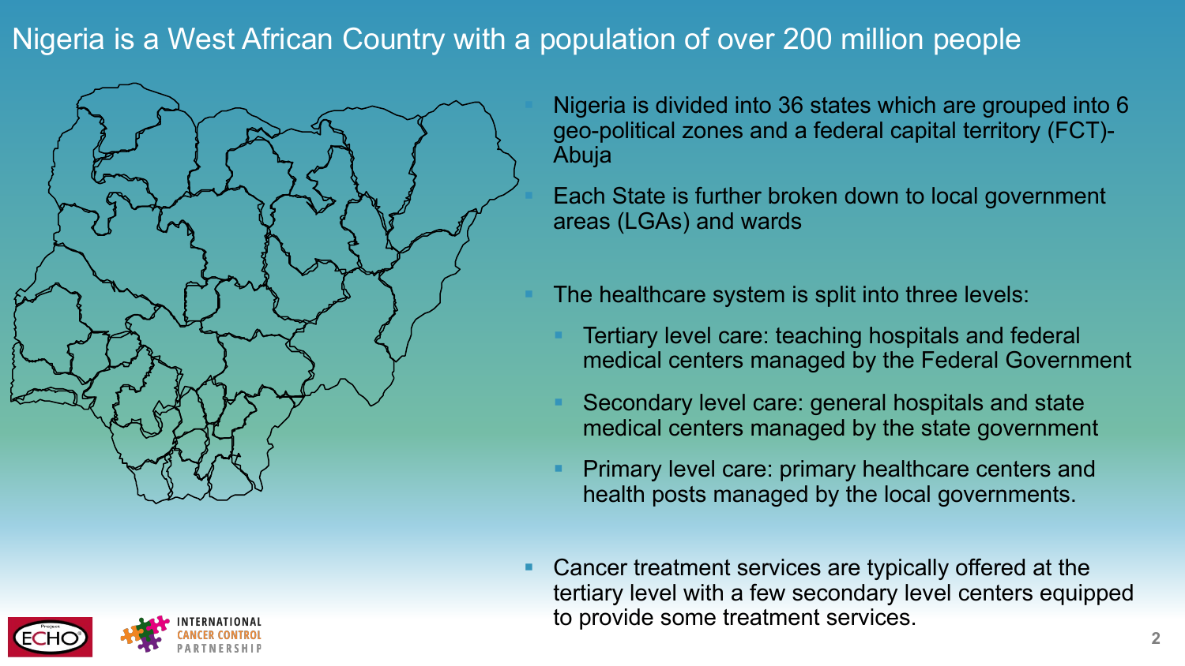# Nigeria is a West African Country with a population of over 200 million people

- Nigeria is divided into 36 states which are grouped into 6 geo-political zones and a federal capital territory (FCT)- Abuja
- Each State is further broken down to local government areas (LGAs) and wards
- The healthcare system is split into three levels:
  - Tertiary level care: teaching hospitals and federal medical centers managed by the Federal Government
  - Secondary level care: general hospitals and state medical centers managed by the state government
  - Primary level care: primary healthcare centers and health posts managed by the local governments.
- Cancer treatment services are typically offered at the tertiary level with a few secondary level centers equipped to provide some treatment services.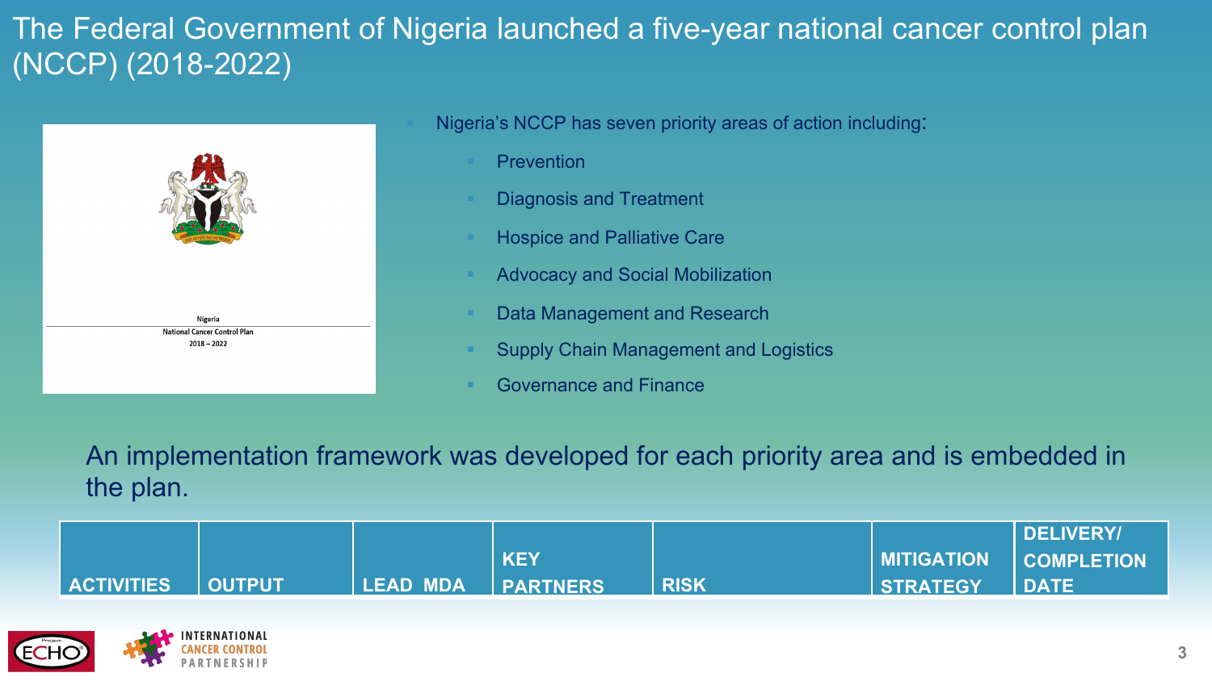# The Federal Government of Nigeria launched a five-year national cancer control plan (NCCP) (2018-2022)

Nigeria
National Cancer Control Plan
2018 – 2022

- Nigeria's NCCP has seven priority areas of action including:
  - Prevention
  - Diagnosis and Treatment
  - Hospice and Palliative Care
  - Advocacy and Social Mobilization
  - Data Management and Research
  - Supply Chain Management and Logistics
  - Governance and Finance

An implementation framework was developed for each priority area and is embedded in the plan.

| ACTIVITIES | OUTPUT | LEAD MDA | KEY PARTNERS | RISK | MITIGATION STRATEGY | DELIVERY/ COMPLETION DATE |
|---|---|---|---|---|---|---|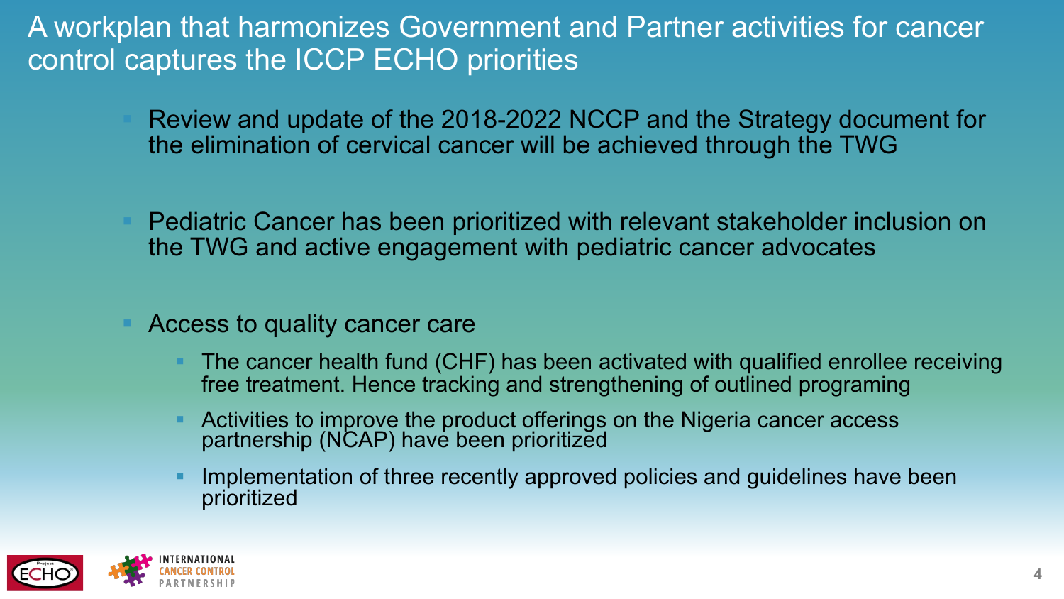# A workplan that harmonizes Government and Partner activities for cancer control captures the ICCP ECHO priorities

- Review and update of the 2018-2022 NCCP and the Strategy document for the elimination of cervical cancer will be achieved through the TWG
- Pediatric Cancer has been prioritized with relevant stakeholder inclusion on the TWG and active engagement with pediatric cancer advocates
- Access to quality cancer care
  - The cancer health fund (CHF) has been activated with qualified enrollee receiving free treatment. Hence tracking and strengthening of outlined programing
  - Activities to improve the product offerings on the Nigeria cancer access partnership (NCAP) have been prioritized
  - Implementation of three recently approved policies and guidelines have been prioritized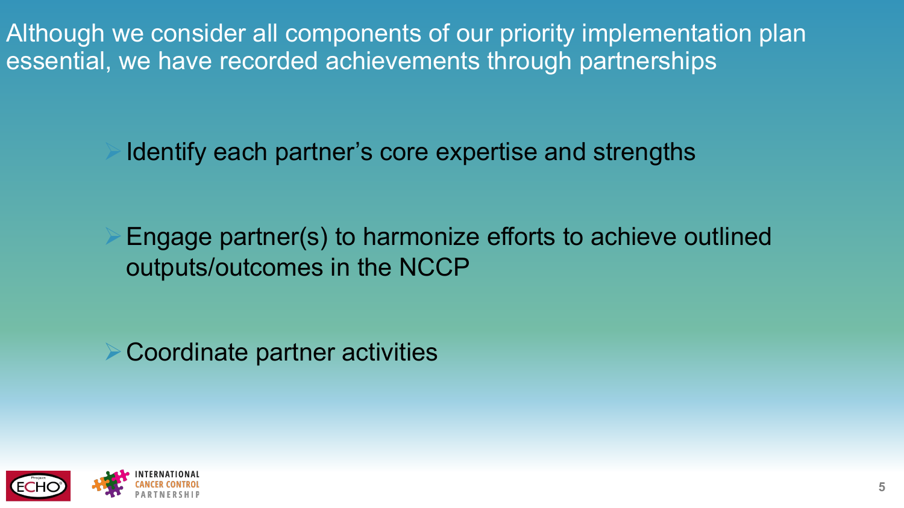# Although we consider all components of our priority implementation plan essential, we have recorded achievements through partnerships

- Identify each partner's core expertise and strengths
- Engage partner(s) to harmonize efforts to achieve outlined outputs/outcomes in the NCCP
- Coordinate partner activities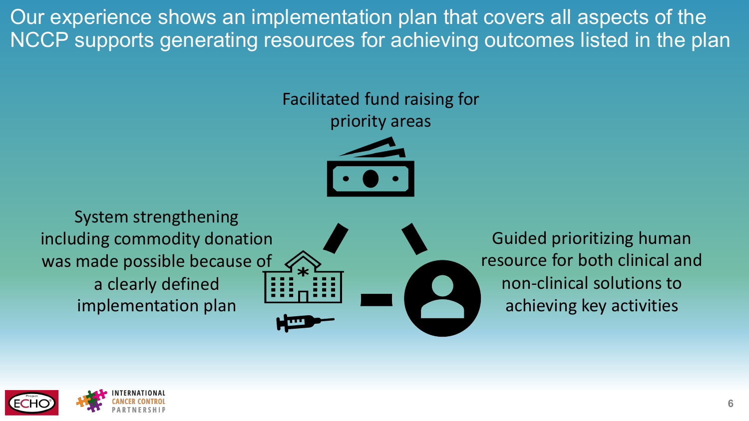# Our experience shows an implementation plan that covers all aspects of the NCCP supports generating resources for achieving outcomes listed in the plan

Facilitated fund raising for priority areas

System strengthening including commodity donation was made possible because of a clearly defined implementation plan

Guided prioritizing human resource for both clinical and non-clinical solutions to achieving key activities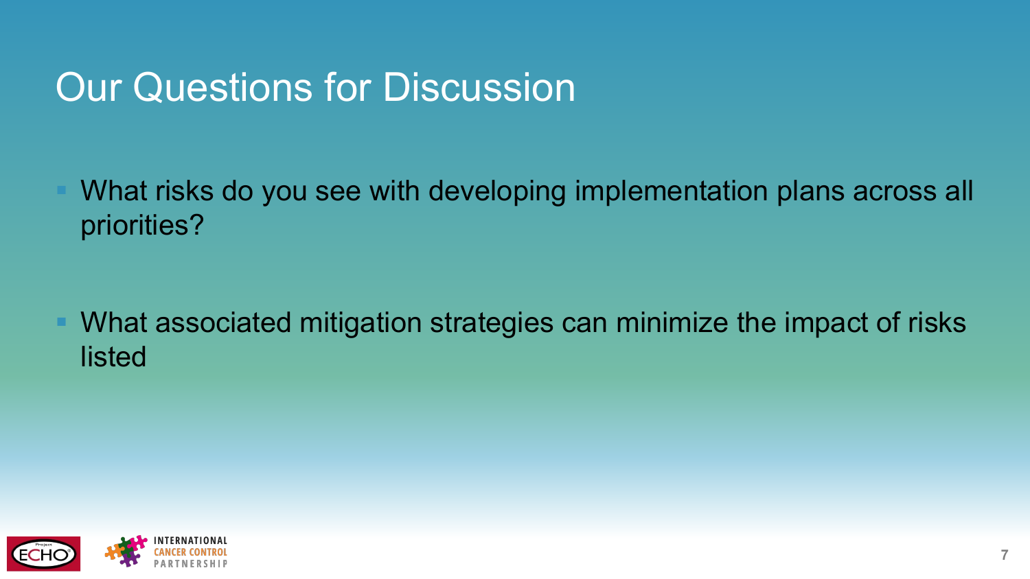# Our Questions for Discussion

- What risks do you see with developing implementation plans across all priorities?

- What associated mitigation strategies can minimize the impact of risks listed